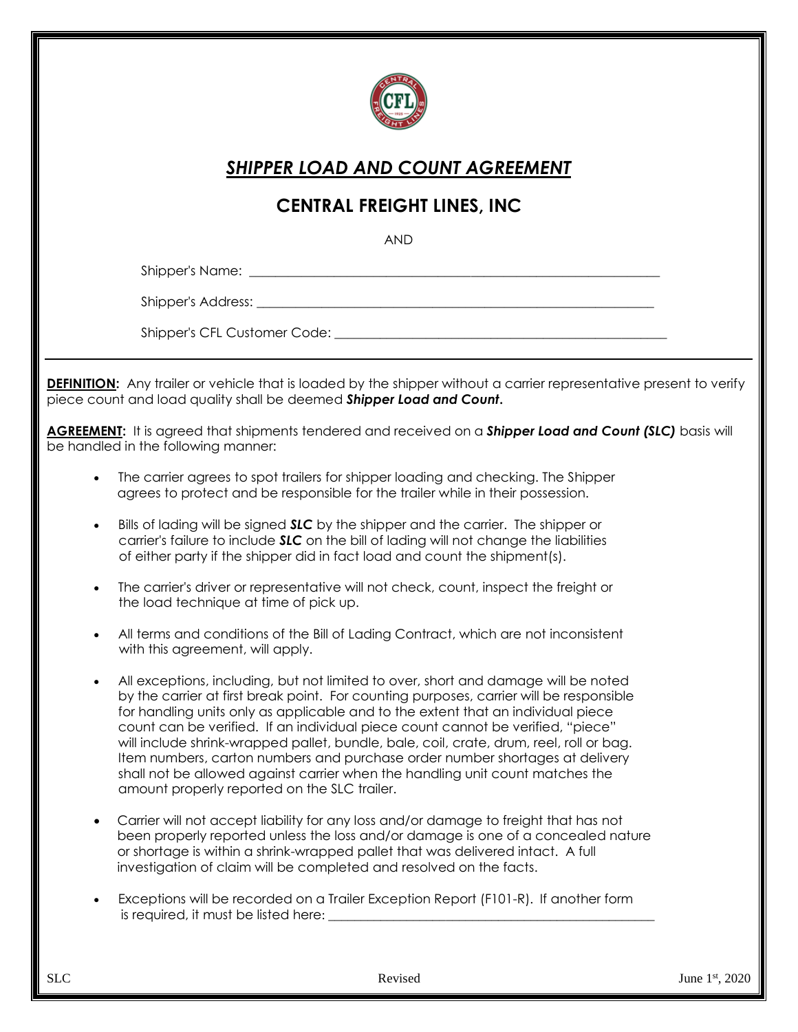# ***SHIPPER LOAD AND COUNT AGREEMENT***

## CENTRAL FREIGHT LINES, INC

AND

Shipper's Name: ___________________________________________________________

Shipper's Address: _________________________________________________________

Shipper's CFL Customer Code: ______________________________________________

---

**DEFINITION:** Any trailer or vehicle that is loaded by the shipper without a carrier representative present to verify piece count and load quality shall be deemed ***Shipper Load and Count.***

**AGREEMENT:** It is agreed that shipments tendered and received on a ***Shipper Load and Count (SLC)*** basis will be handled in the following manner:

- The carrier agrees to spot trailers for shipper loading and checking. The Shipper agrees to protect and be responsible for the trailer while in their possession.
- Bills of lading will be signed ***SLC*** by the shipper and the carrier. The shipper or carrier's failure to include ***SLC*** on the bill of lading will not change the liabilities of either party if the shipper did in fact load and count the shipment(s).
- The carrier's driver or representative will not check, count, inspect the freight or the load technique at time of pick up.
- All terms and conditions of the Bill of Lading Contract, which are not inconsistent with this agreement, will apply.
- All exceptions, including, but not limited to over, short and damage will be noted by the carrier at first break point. For counting purposes, carrier will be responsible for handling units only as applicable and to the extent that an individual piece count can be verified. If an individual piece count cannot be verified, "piece" will include shrink-wrapped pallet, bundle, bale, coil, crate, drum, reel, roll or bag. Item numbers, carton numbers and purchase order number shortages at delivery shall not be allowed against carrier when the handling unit count matches the amount properly reported on the SLC trailer.
- Carrier will not accept liability for any loss and/or damage to freight that has not been properly reported unless the loss and/or damage is one of a concealed nature or shortage is within a shrink-wrapped pallet that was delivered intact. A full investigation of claim will be completed and resolved on the facts.
- Exceptions will be recorded on a Trailer Exception Report (F101-R). If another form is required, it must be listed here: ___________________________________________

SLC Revised June 1st, 2020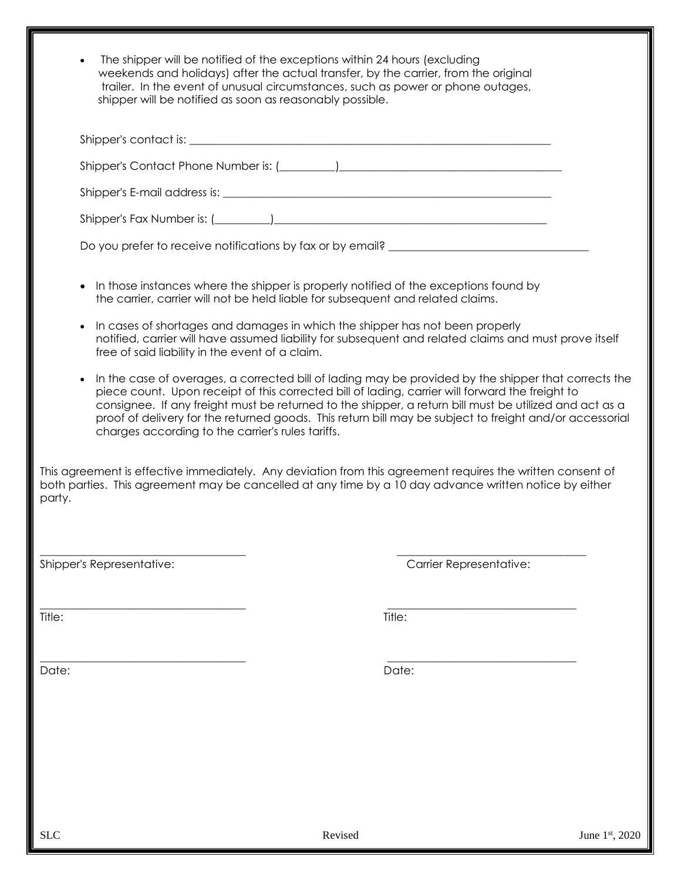- The shipper will be notified of the exceptions within 24 hours (excluding weekends and holidays) after the actual transfer, by the carrier, from the original trailer. In the event of unusual circumstances, such as power or phone outages, shipper will be notified as soon as reasonably possible.

Shipper's contact is: ___________________________________________________________________

Shipper's Contact Phone Number is: (__________)__________________________________________

Shipper's E-mail address is: ______________________________________________________________

Shipper's Fax Number is: (__________)____________________________________________________

Do you prefer to receive notifications by fax or by email? _____________________________________

- In those instances where the shipper is properly notified of the exceptions found by the carrier, carrier will not be held liable for subsequent and related claims.
- In cases of shortages and damages in which the shipper has not been properly notified, carrier will have assumed liability for subsequent and related claims and must prove itself free of said liability in the event of a claim.
- In the case of overages, a corrected bill of lading may be provided by the shipper that corrects the piece count. Upon receipt of this corrected bill of lading, carrier will forward the freight to consignee. If any freight must be returned to the shipper, a return bill must be utilized and act as a proof of delivery for the returned goods. This return bill may be subject to freight and/or accessorial charges according to the carrier's rules tariffs.

This agreement is effective immediately. Any deviation from this agreement requires the written consent of both parties. This agreement may be cancelled at any time by a 10 day advance written notice by either party.

_____________________________________ _____________________________________

Shipper's Representative: Carrier Representative:

_____________________________________ _____________________________________

Title: Title:

_____________________________________ _____________________________________

Date: Date:

SLC Revised June 1st, 2020